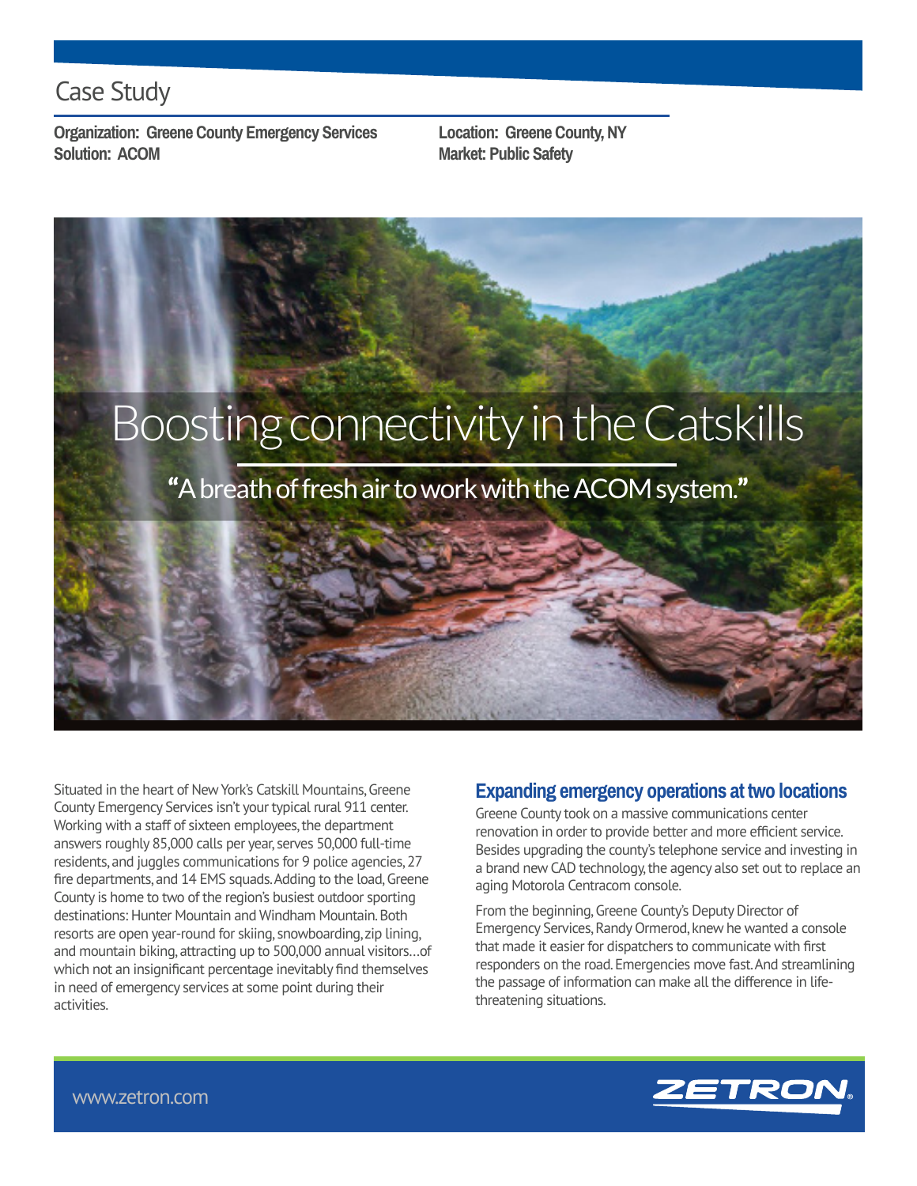Case Study

**Organization: Greene County Emergency Services**
**Solution: ACOM**

**Location: Greene County, NY**
**Market: Public Safety**

# Boosting connectivity in the Catskills

**"A breath of fresh air to work with the ACOM system."**

Situated in the heart of New York's Catskill Mountains, Greene County Emergency Services isn't your typical rural 911 center. Working with a staff of sixteen employees, the department answers roughly 85,000 calls per year, serves 50,000 full-time residents, and juggles communications for 9 police agencies, 27 fire departments, and 14 EMS squads. Adding to the load, Greene County is home to two of the region's busiest outdoor sporting destinations: Hunter Mountain and Windham Mountain. Both resorts are open year-round for skiing, snowboarding, zip lining, and mountain biking, attracting up to 500,000 annual visitors…of which not an insignificant percentage inevitably find themselves in need of emergency services at some point during their activities.

## Expanding emergency operations at two locations

Greene County took on a massive communications center renovation in order to provide better and more efficient service. Besides upgrading the county's telephone service and investing in a brand new CAD technology, the agency also set out to replace an aging Motorola Centracom console.

From the beginning, Greene County's Deputy Director of Emergency Services, Randy Ormerod, knew he wanted a console that made it easier for dispatchers to communicate with first responders on the road. Emergencies move fast. And streamlining the passage of information can make all the difference in life-threatening situations.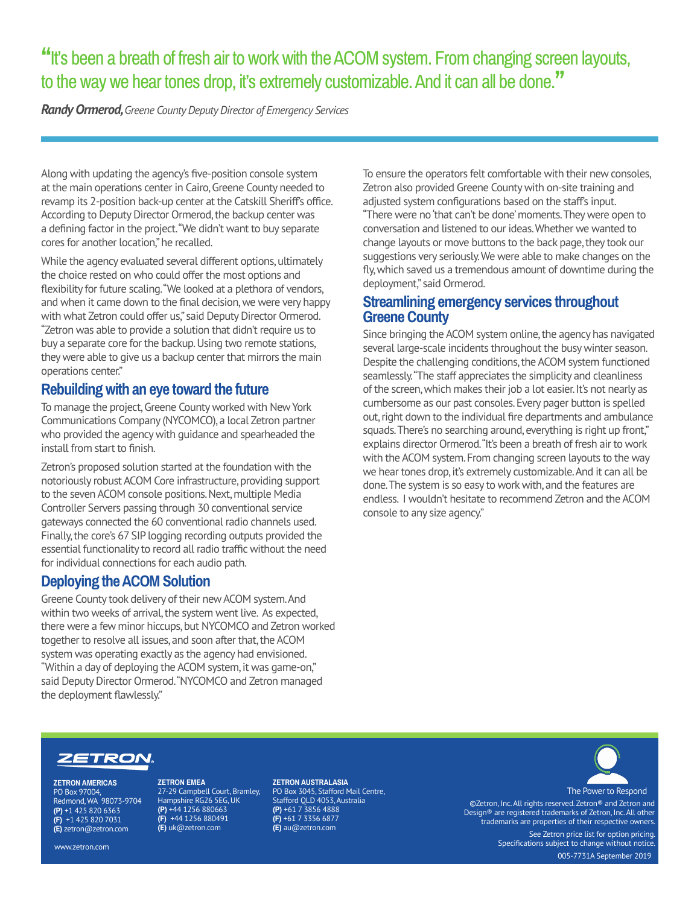"It's been a breath of fresh air to work with the ACOM system. From changing screen layouts, to the way we hear tones drop, it's extremely customizable. And it can all be done."

***Randy Ormerod,*** *Greene County Deputy Director of Emergency Services*

Along with updating the agency's five-position console system at the main operations center in Cairo, Greene County needed to revamp its 2-position back-up center at the Catskill Sheriff's office. According to Deputy Director Ormerod, the backup center was a defining factor in the project. "We didn't want to buy separate cores for another location," he recalled.

While the agency evaluated several different options, ultimately the choice rested on who could offer the most options and flexibility for future scaling. "We looked at a plethora of vendors, and when it came down to the final decision, we were very happy with what Zetron could offer us," said Deputy Director Ormerod. "Zetron was able to provide a solution that didn't require us to buy a separate core for the backup. Using two remote stations, they were able to give us a backup center that mirrors the main operations center."

## Rebuilding with an eye toward the future

To manage the project, Greene County worked with New York Communications Company (NYCOMCO), a local Zetron partner who provided the agency with guidance and spearheaded the install from start to finish.

Zetron's proposed solution started at the foundation with the notoriously robust ACOM Core infrastructure, providing support to the seven ACOM console positions. Next, multiple Media Controller Servers passing through 30 conventional service gateways connected the 60 conventional radio channels used. Finally, the core's 67 SIP logging recording outputs provided the essential functionality to record all radio traffic without the need for individual connections for each audio path.

## Deploying the ACOM Solution

Greene County took delivery of their new ACOM system. And within two weeks of arrival, the system went live. As expected, there were a few minor hiccups, but NYCOMCO and Zetron worked together to resolve all issues, and soon after that, the ACOM system was operating exactly as the agency had envisioned. "Within a day of deploying the ACOM system, it was game-on," said Deputy Director Ormerod. "NYCOMCO and Zetron managed the deployment flawlessly."

To ensure the operators felt comfortable with their new consoles, Zetron also provided Greene County with on-site training and adjusted system configurations based on the staff's input. "There were no 'that can't be done' moments. They were open to conversation and listened to our ideas. Whether we wanted to change layouts or move buttons to the back page, they took our suggestions very seriously. We were able to make changes on the fly, which saved us a tremendous amount of downtime during the deployment," said Ormerod.

## Streamlining emergency services throughout Greene County

Since bringing the ACOM system online, the agency has navigated several large-scale incidents throughout the busy winter season. Despite the challenging conditions, the ACOM system functioned seamlessly. "The staff appreciates the simplicity and cleanliness of the screen, which makes their job a lot easier. It's not nearly as cumbersome as our past consoles. Every pager button is spelled out, right down to the individual fire departments and ambulance squads. There's no searching around, everything is right up front," explains director Ormerod. "It's been a breath of fresh air to work with the ACOM system. From changing screen layouts to the way we hear tones drop, it's extremely customizable. And it can all be done. The system is so easy to work with, and the features are endless. I wouldn't hesitate to recommend Zetron and the ACOM console to any size agency."

ZETRON

**ZETRON AMERICAS**
PO Box 97004,
Redmond, WA 98073-9704
**(P)** +1 425 820 6363
**(F)** +1 425 820 7031
**(E)** zetron@zetron.com

**ZETRON EMEA**
27-29 Campbell Court, Bramley,
Hampshire RG26 5EG, UK
**(P)** +44 1256 880663
**(F)** +44 1256 880491
**(E)** uk@zetron.com

**ZETRON AUSTRALASIA**
PO Box 3045, Stafford Mail Centre,
Stafford QLD 4053, Australia
**(P)** +61 7 3856 4888
**(F)** +61 7 3356 6877
**(E)** au@zetron.com

www.zetron.com

The Power to Respond

©Zetron, Inc. All rights reserved. Zetron® and Zetron and Design® are registered trademarks of Zetron, Inc. All other trademarks are properties of their respective owners.

See Zetron price list for option pricing.
Specifications subject to change without notice.

005-7731A September 2019